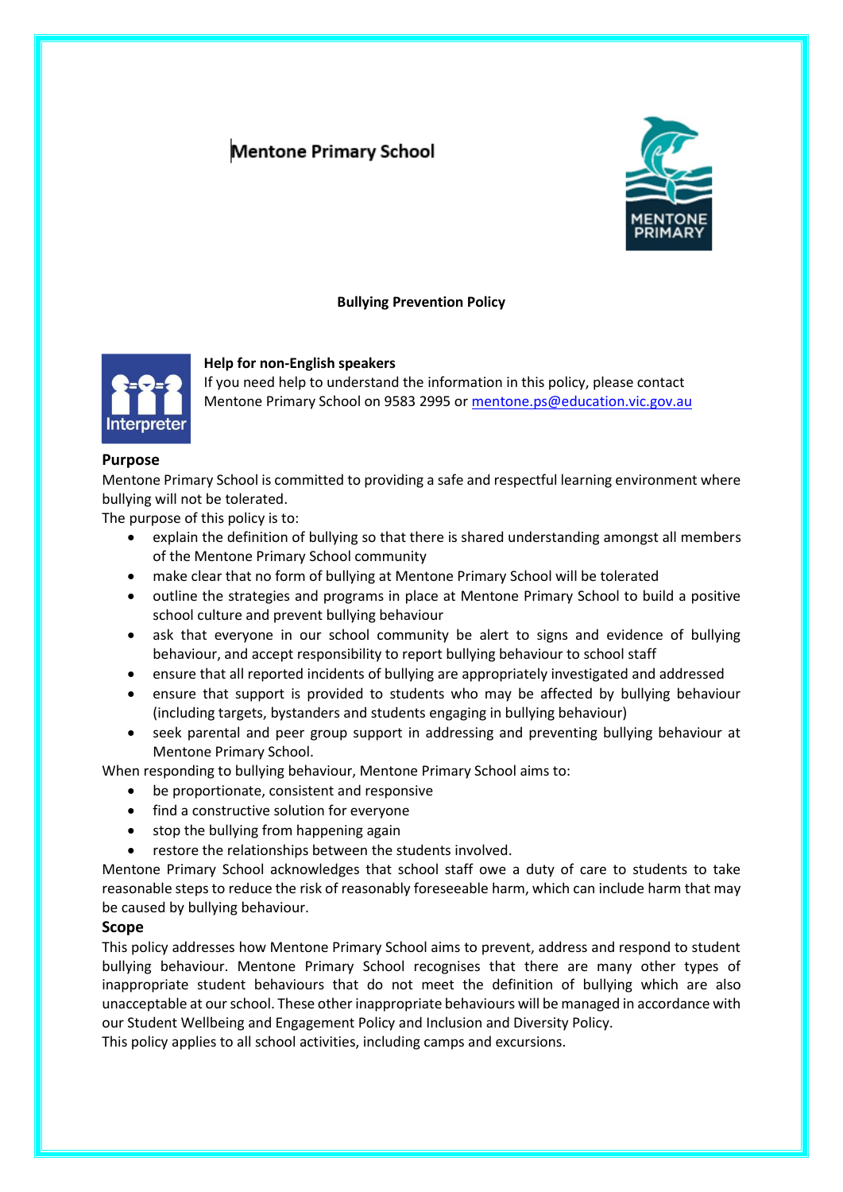# Mentone Primary School

## Bullying Prevention Policy

**Help for non-English speakers**
If you need help to understand the information in this policy, please contact Mentone Primary School on 9583 2995 or mentone.ps@education.vic.gov.au

## Purpose

Mentone Primary School is committed to providing a safe and respectful learning environment where bullying will not be tolerated.

The purpose of this policy is to:

- explain the definition of bullying so that there is shared understanding amongst all members of the Mentone Primary School community
- make clear that no form of bullying at Mentone Primary School will be tolerated
- outline the strategies and programs in place at Mentone Primary School to build a positive school culture and prevent bullying behaviour
- ask that everyone in our school community be alert to signs and evidence of bullying behaviour, and accept responsibility to report bullying behaviour to school staff
- ensure that all reported incidents of bullying are appropriately investigated and addressed
- ensure that support is provided to students who may be affected by bullying behaviour (including targets, bystanders and students engaging in bullying behaviour)
- seek parental and peer group support in addressing and preventing bullying behaviour at Mentone Primary School.

When responding to bullying behaviour, Mentone Primary School aims to:

- be proportionate, consistent and responsive
- find a constructive solution for everyone
- stop the bullying from happening again
- restore the relationships between the students involved.

Mentone Primary School acknowledges that school staff owe a duty of care to students to take reasonable steps to reduce the risk of reasonably foreseeable harm, which can include harm that may be caused by bullying behaviour.

## Scope

This policy addresses how Mentone Primary School aims to prevent, address and respond to student bullying behaviour. Mentone Primary School recognises that there are many other types of inappropriate student behaviours that do not meet the definition of bullying which are also unacceptable at our school. These other inappropriate behaviours will be managed in accordance with our Student Wellbeing and Engagement Policy and Inclusion and Diversity Policy.

This policy applies to all school activities, including camps and excursions.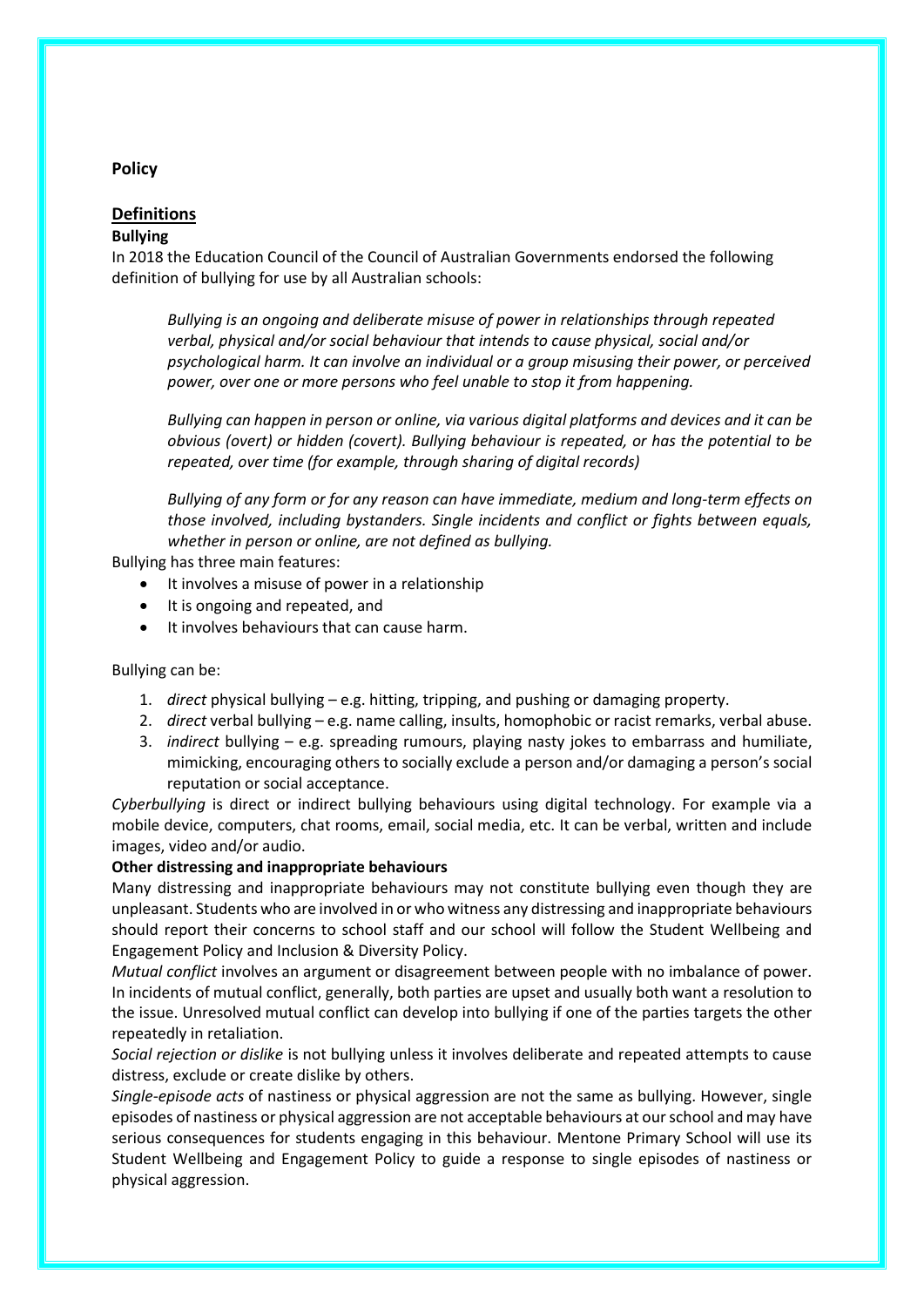**Policy**

## Definitions

**Bullying**

In 2018 the Education Council of the Council of Australian Governments endorsed the following definition of bullying for use by all Australian schools:

> *Bullying is an ongoing and deliberate misuse of power in relationships through repeated verbal, physical and/or social behaviour that intends to cause physical, social and/or psychological harm. It can involve an individual or a group misusing their power, or perceived power, over one or more persons who feel unable to stop it from happening.*
>
> *Bullying can happen in person or online, via various digital platforms and devices and it can be obvious (overt) or hidden (covert). Bullying behaviour is repeated, or has the potential to be repeated, over time (for example, through sharing of digital records)*
>
> *Bullying of any form or for any reason can have immediate, medium and long-term effects on those involved, including bystanders. Single incidents and conflict or fights between equals, whether in person or online, are not defined as bullying.*

Bullying has three main features:

- It involves a misuse of power in a relationship
- It is ongoing and repeated, and
- It involves behaviours that can cause harm.

Bullying can be:

1. *direct* physical bullying – e.g. hitting, tripping, and pushing or damaging property.
2. *direct* verbal bullying – e.g. name calling, insults, homophobic or racist remarks, verbal abuse.
3. *indirect* bullying – e.g. spreading rumours, playing nasty jokes to embarrass and humiliate, mimicking, encouraging others to socially exclude a person and/or damaging a person's social reputation or social acceptance.

*Cyberbullying* is direct or indirect bullying behaviours using digital technology. For example via a mobile device, computers, chat rooms, email, social media, etc. It can be verbal, written and include images, video and/or audio.

**Other distressing and inappropriate behaviours**

Many distressing and inappropriate behaviours may not constitute bullying even though they are unpleasant. Students who are involved in or who witness any distressing and inappropriate behaviours should report their concerns to school staff and our school will follow the Student Wellbeing and Engagement Policy and Inclusion & Diversity Policy.

*Mutual conflict* involves an argument or disagreement between people with no imbalance of power. In incidents of mutual conflict, generally, both parties are upset and usually both want a resolution to the issue. Unresolved mutual conflict can develop into bullying if one of the parties targets the other repeatedly in retaliation.

*Social rejection or dislike* is not bullying unless it involves deliberate and repeated attempts to cause distress, exclude or create dislike by others.

*Single-episode acts* of nastiness or physical aggression are not the same as bullying. However, single episodes of nastiness or physical aggression are not acceptable behaviours at our school and may have serious consequences for students engaging in this behaviour. Mentone Primary School will use its Student Wellbeing and Engagement Policy to guide a response to single episodes of nastiness or physical aggression.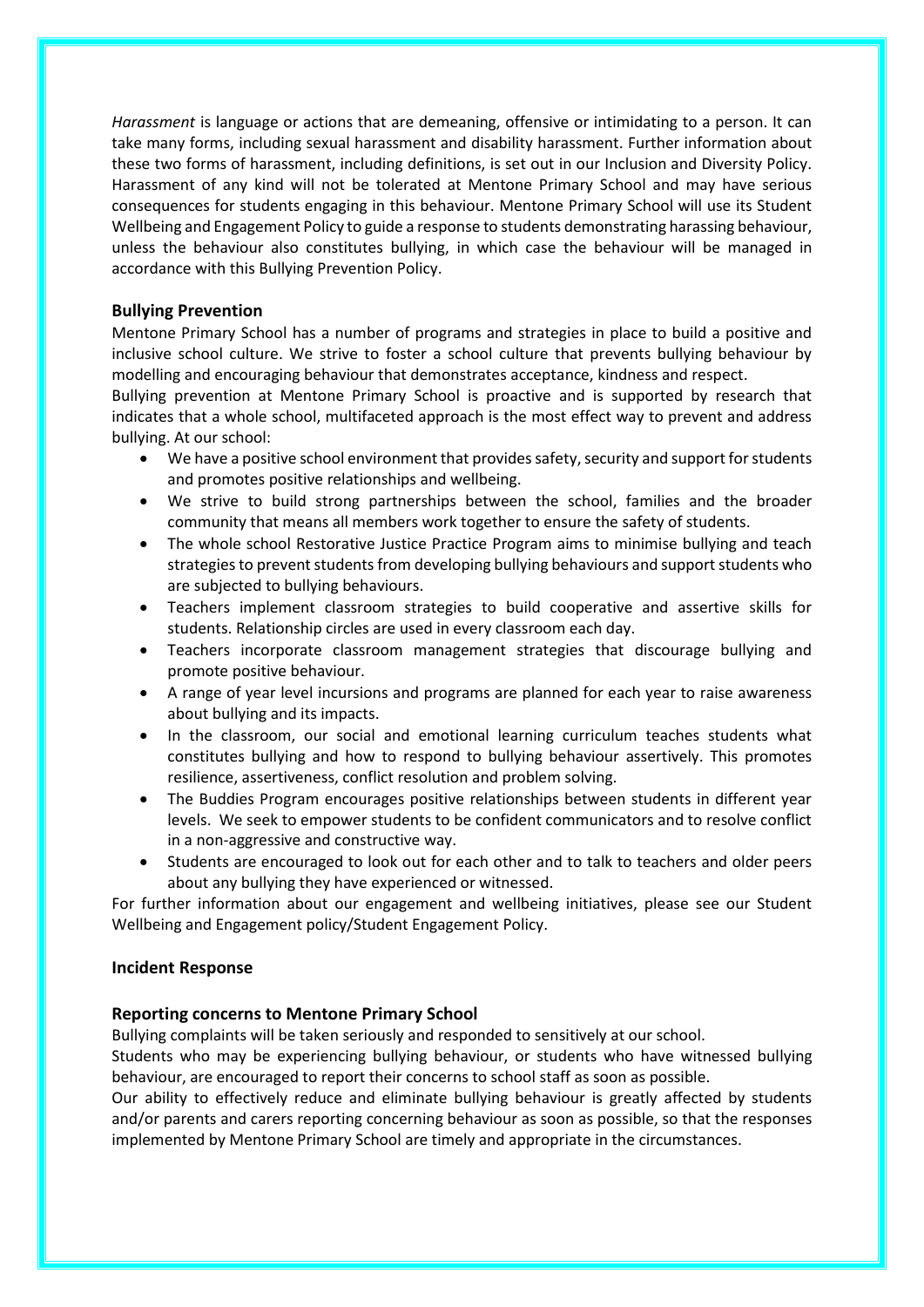*Harassment* is language or actions that are demeaning, offensive or intimidating to a person. It can take many forms, including sexual harassment and disability harassment. Further information about these two forms of harassment, including definitions, is set out in our Inclusion and Diversity Policy. Harassment of any kind will not be tolerated at Mentone Primary School and may have serious consequences for students engaging in this behaviour. Mentone Primary School will use its Student Wellbeing and Engagement Policy to guide a response to students demonstrating harassing behaviour, unless the behaviour also constitutes bullying, in which case the behaviour will be managed in accordance with this Bullying Prevention Policy.

## Bullying Prevention

Mentone Primary School has a number of programs and strategies in place to build a positive and inclusive school culture. We strive to foster a school culture that prevents bullying behaviour by modelling and encouraging behaviour that demonstrates acceptance, kindness and respect.

Bullying prevention at Mentone Primary School is proactive and is supported by research that indicates that a whole school, multifaceted approach is the most effect way to prevent and address bullying. At our school:

- We have a positive school environment that provides safety, security and support for students and promotes positive relationships and wellbeing.
- We strive to build strong partnerships between the school, families and the broader community that means all members work together to ensure the safety of students.
- The whole school Restorative Justice Practice Program aims to minimise bullying and teach strategies to prevent students from developing bullying behaviours and support students who are subjected to bullying behaviours.
- Teachers implement classroom strategies to build cooperative and assertive skills for students. Relationship circles are used in every classroom each day.
- Teachers incorporate classroom management strategies that discourage bullying and promote positive behaviour.
- A range of year level incursions and programs are planned for each year to raise awareness about bullying and its impacts.
- In the classroom, our social and emotional learning curriculum teaches students what constitutes bullying and how to respond to bullying behaviour assertively. This promotes resilience, assertiveness, conflict resolution and problem solving.
- The Buddies Program encourages positive relationships between students in different year levels. We seek to empower students to be confident communicators and to resolve conflict in a non-aggressive and constructive way.
- Students are encouraged to look out for each other and to talk to teachers and older peers about any bullying they have experienced or witnessed.

For further information about our engagement and wellbeing initiatives, please see our Student Wellbeing and Engagement policy/Student Engagement Policy.

## Incident Response

## Reporting concerns to Mentone Primary School

Bullying complaints will be taken seriously and responded to sensitively at our school.

Students who may be experiencing bullying behaviour, or students who have witnessed bullying behaviour, are encouraged to report their concerns to school staff as soon as possible.

Our ability to effectively reduce and eliminate bullying behaviour is greatly affected by students and/or parents and carers reporting concerning behaviour as soon as possible, so that the responses implemented by Mentone Primary School are timely and appropriate in the circumstances.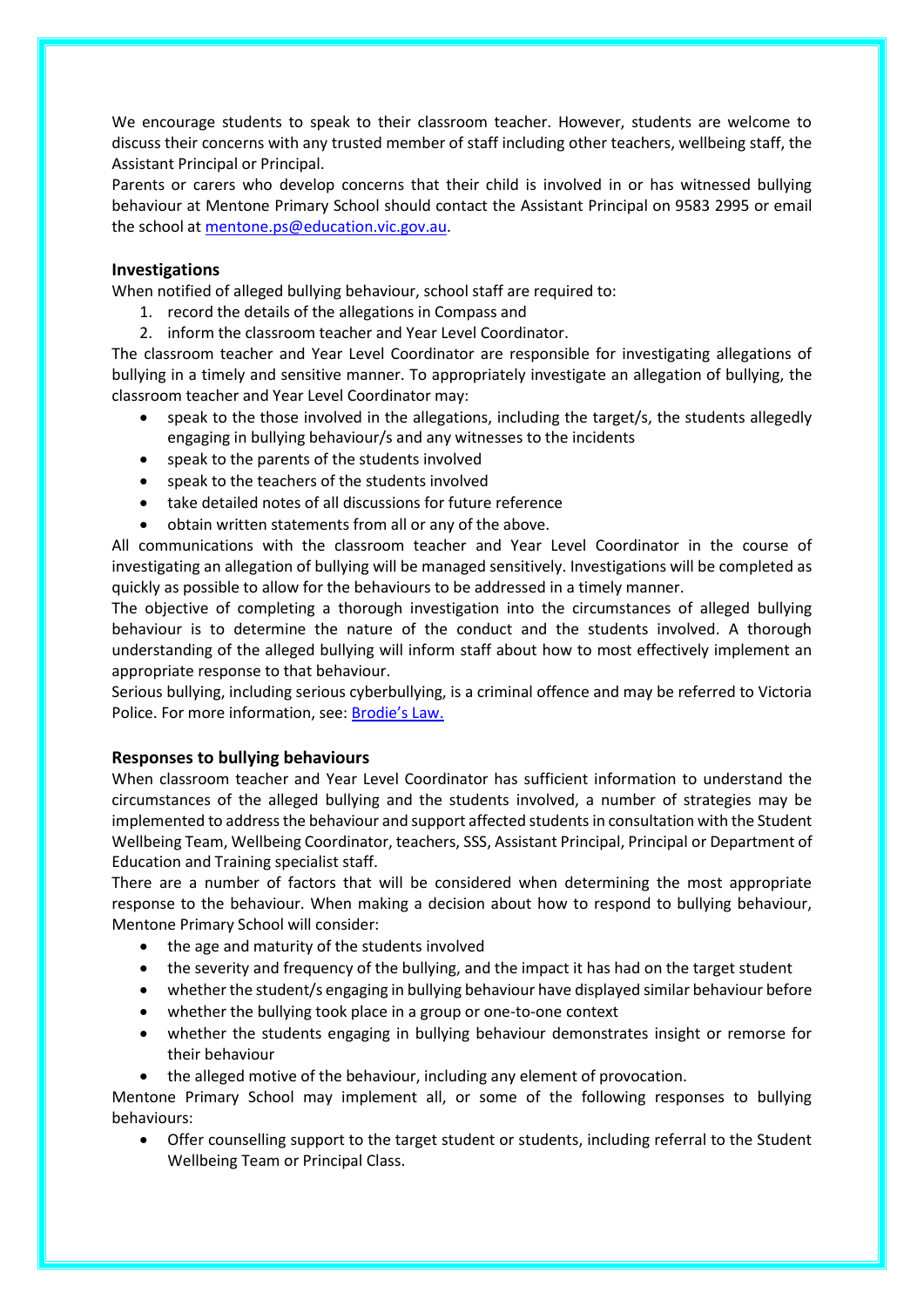We encourage students to speak to their classroom teacher. However, students are welcome to discuss their concerns with any trusted member of staff including other teachers, wellbeing staff, the Assistant Principal or Principal.

Parents or carers who develop concerns that their child is involved in or has witnessed bullying behaviour at Mentone Primary School should contact the Assistant Principal on 9583 2995 or email the school at [mentone.ps@education.vic.gov.au](mailto:mentone.ps@education.vic.gov.au).

### Investigations

When notified of alleged bullying behaviour, school staff are required to:

1. record the details of the allegations in Compass and
2. inform the classroom teacher and Year Level Coordinator.

The classroom teacher and Year Level Coordinator are responsible for investigating allegations of bullying in a timely and sensitive manner. To appropriately investigate an allegation of bullying, the classroom teacher and Year Level Coordinator may:

- speak to the those involved in the allegations, including the target/s, the students allegedly engaging in bullying behaviour/s and any witnesses to the incidents
- speak to the parents of the students involved
- speak to the teachers of the students involved
- take detailed notes of all discussions for future reference
- obtain written statements from all or any of the above.

All communications with the classroom teacher and Year Level Coordinator in the course of investigating an allegation of bullying will be managed sensitively. Investigations will be completed as quickly as possible to allow for the behaviours to be addressed in a timely manner.

The objective of completing a thorough investigation into the circumstances of alleged bullying behaviour is to determine the nature of the conduct and the students involved. A thorough understanding of the alleged bullying will inform staff about how to most effectively implement an appropriate response to that behaviour.

Serious bullying, including serious cyberbullying, is a criminal offence and may be referred to Victoria Police. For more information, see: Brodie's Law.

### Responses to bullying behaviours

When classroom teacher and Year Level Coordinator has sufficient information to understand the circumstances of the alleged bullying and the students involved, a number of strategies may be implemented to address the behaviour and support affected students in consultation with the Student Wellbeing Team, Wellbeing Coordinator, teachers, SSS, Assistant Principal, Principal or Department of Education and Training specialist staff.

There are a number of factors that will be considered when determining the most appropriate response to the behaviour. When making a decision about how to respond to bullying behaviour, Mentone Primary School will consider:

- the age and maturity of the students involved
- the severity and frequency of the bullying, and the impact it has had on the target student
- whether the student/s engaging in bullying behaviour have displayed similar behaviour before
- whether the bullying took place in a group or one-to-one context
- whether the students engaging in bullying behaviour demonstrates insight or remorse for their behaviour
- the alleged motive of the behaviour, including any element of provocation.

Mentone Primary School may implement all, or some of the following responses to bullying behaviours:

- Offer counselling support to the target student or students, including referral to the Student Wellbeing Team or Principal Class.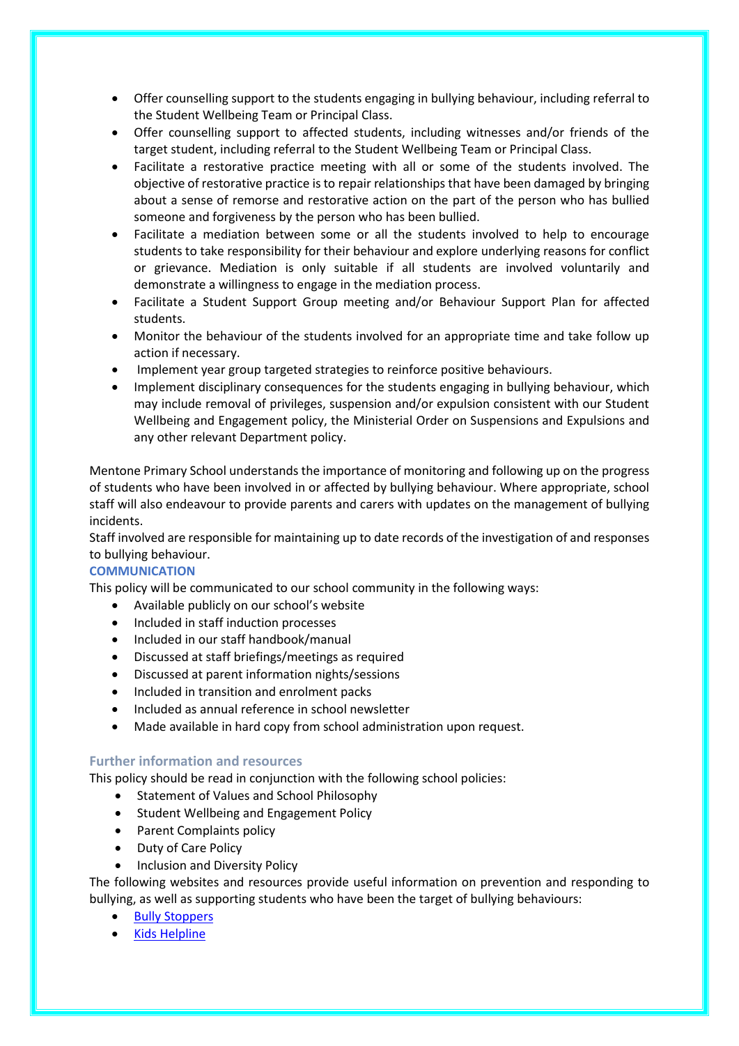- Offer counselling support to the students engaging in bullying behaviour, including referral to the Student Wellbeing Team or Principal Class.
- Offer counselling support to affected students, including witnesses and/or friends of the target student, including referral to the Student Wellbeing Team or Principal Class.
- Facilitate a restorative practice meeting with all or some of the students involved. The objective of restorative practice is to repair relationships that have been damaged by bringing about a sense of remorse and restorative action on the part of the person who has bullied someone and forgiveness by the person who has been bullied.
- Facilitate a mediation between some or all the students involved to help to encourage students to take responsibility for their behaviour and explore underlying reasons for conflict or grievance. Mediation is only suitable if all students are involved voluntarily and demonstrate a willingness to engage in the mediation process.
- Facilitate a Student Support Group meeting and/or Behaviour Support Plan for affected students.
- Monitor the behaviour of the students involved for an appropriate time and take follow up action if necessary.
- Implement year group targeted strategies to reinforce positive behaviours.
- Implement disciplinary consequences for the students engaging in bullying behaviour, which may include removal of privileges, suspension and/or expulsion consistent with our Student Wellbeing and Engagement policy, the Ministerial Order on Suspensions and Expulsions and any other relevant Department policy.

Mentone Primary School understands the importance of monitoring and following up on the progress of students who have been involved in or affected by bullying behaviour. Where appropriate, school staff will also endeavour to provide parents and carers with updates on the management of bullying incidents.

Staff involved are responsible for maintaining up to date records of the investigation of and responses to bullying behaviour.

## COMMUNICATION

This policy will be communicated to our school community in the following ways:

- Available publicly on our school's website
- Included in staff induction processes
- Included in our staff handbook/manual
- Discussed at staff briefings/meetings as required
- Discussed at parent information nights/sessions
- Included in transition and enrolment packs
- Included as annual reference in school newsletter
- Made available in hard copy from school administration upon request.

## Further information and resources

This policy should be read in conjunction with the following school policies:

- Statement of Values and School Philosophy
- Student Wellbeing and Engagement Policy
- Parent Complaints policy
- Duty of Care Policy
- Inclusion and Diversity Policy

The following websites and resources provide useful information on prevention and responding to bullying, as well as supporting students who have been the target of bullying behaviours:

- Bully Stoppers
- Kids Helpline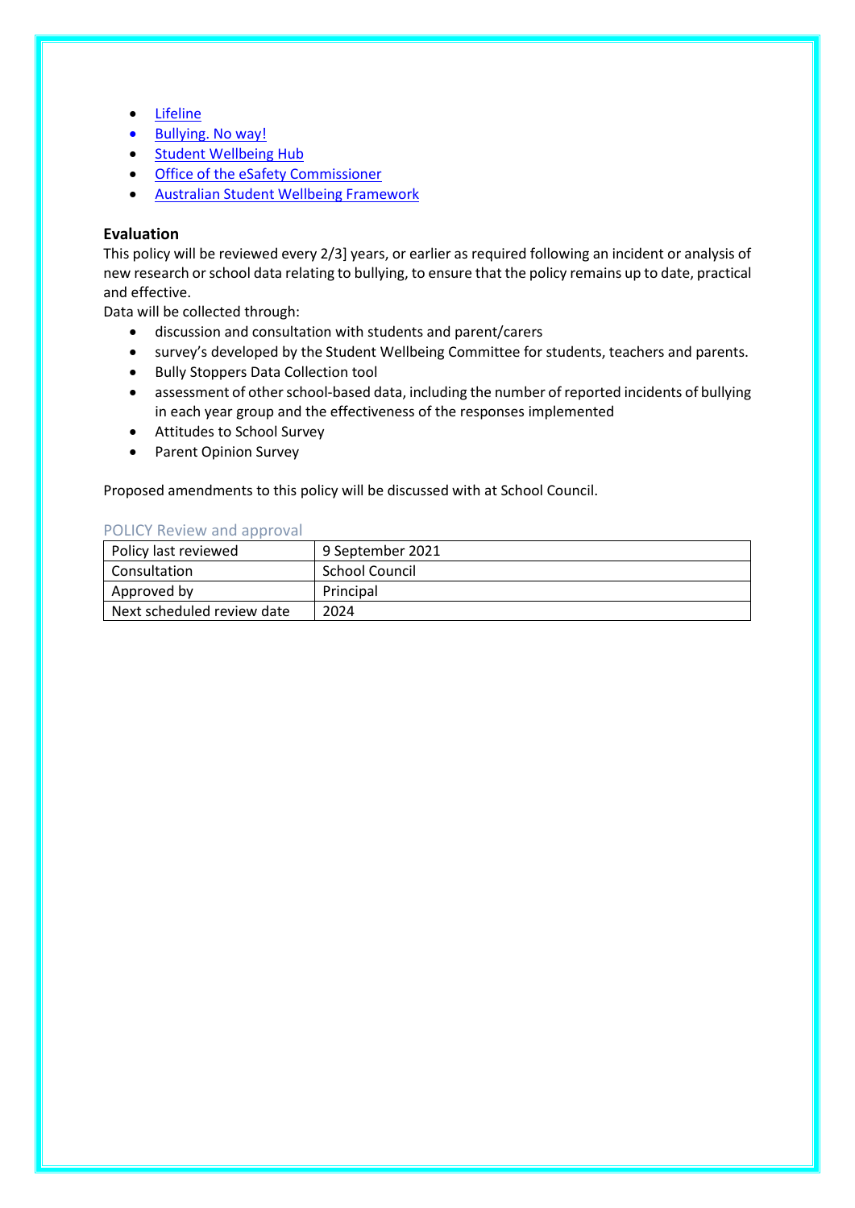- Lifeline
- Bullying. No way!
- Student Wellbeing Hub
- Office of the eSafety Commissioner
- Australian Student Wellbeing Framework

### Evaluation

This policy will be reviewed every 2/3] years, or earlier as required following an incident or analysis of new research or school data relating to bullying, to ensure that the policy remains up to date, practical and effective.

Data will be collected through:

- discussion and consultation with students and parent/carers
- survey's developed by the Student Wellbeing Committee for students, teachers and parents.
- Bully Stoppers Data Collection tool
- assessment of other school-based data, including the number of reported incidents of bullying in each year group and the effectiveness of the responses implemented
- Attitudes to School Survey
- Parent Opinion Survey

Proposed amendments to this policy will be discussed with at School Council.

### POLICY Review and approval

| | |
|---|---|
| Policy last reviewed | 9 September 2021 |
| Consultation | School Council |
| Approved by | Principal |
| Next scheduled review date | 2024 |